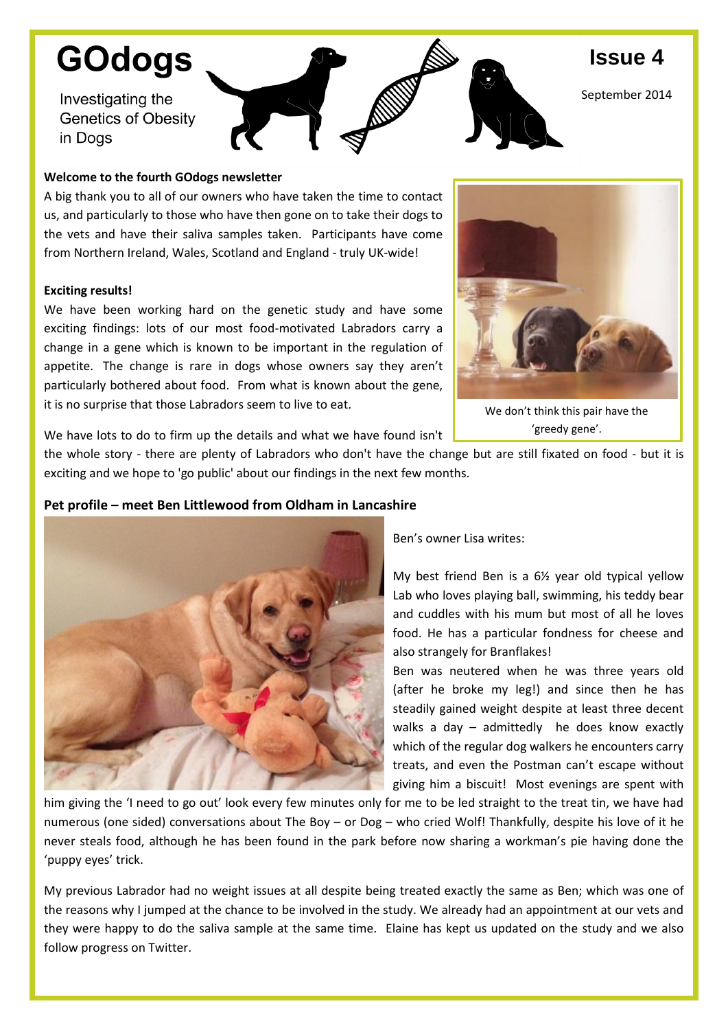# GOdogs

Investigating the Genetics of Obesity in Dogs

**Issue 4**

September 2014

**Welcome to the fourth GOdogs newsletter**

A big thank you to all of our owners who have taken the time to contact us, and particularly to those who have then gone on to take their dogs to the vets and have their saliva samples taken. Participants have come from Northern Ireland, Wales, Scotland and England - truly UK-wide!

**Exciting results!**

We have been working hard on the genetic study and have some exciting findings: lots of our most food-motivated Labradors carry a change in a gene which is known to be important in the regulation of appetite. The change is rare in dogs whose owners say they aren't particularly bothered about food. From what is known about the gene, it is no surprise that those Labradors seem to live to eat.

We don't think this pair have the 'greedy gene'.

We have lots to do to firm up the details and what we have found isn't the whole story - there are plenty of Labradors who don't have the change but are still fixated on food - but it is exciting and we hope to 'go public' about our findings in the next few months.

**Pet profile – meet Ben Littlewood from Oldham in Lancashire**

Ben's owner Lisa writes:

My best friend Ben is a 6½ year old typical yellow Lab who loves playing ball, swimming, his teddy bear and cuddles with his mum but most of all he loves food. He has a particular fondness for cheese and also strangely for Branflakes!

Ben was neutered when he was three years old (after he broke my leg!) and since then he has steadily gained weight despite at least three decent walks a day – admittedly he does know exactly which of the regular dog walkers he encounters carry treats, and even the Postman can't escape without giving him a biscuit! Most evenings are spent with him giving the 'I need to go out' look every few minutes only for me to be led straight to the treat tin, we have had numerous (one sided) conversations about The Boy – or Dog – who cried Wolf! Thankfully, despite his love of it he never steals food, although he has been found in the park before now sharing a workman's pie having done the 'puppy eyes' trick.

My previous Labrador had no weight issues at all despite being treated exactly the same as Ben; which was one of the reasons why I jumped at the chance to be involved in the study. We already had an appointment at our vets and they were happy to do the saliva sample at the same time. Elaine has kept us updated on the study and we also follow progress on Twitter.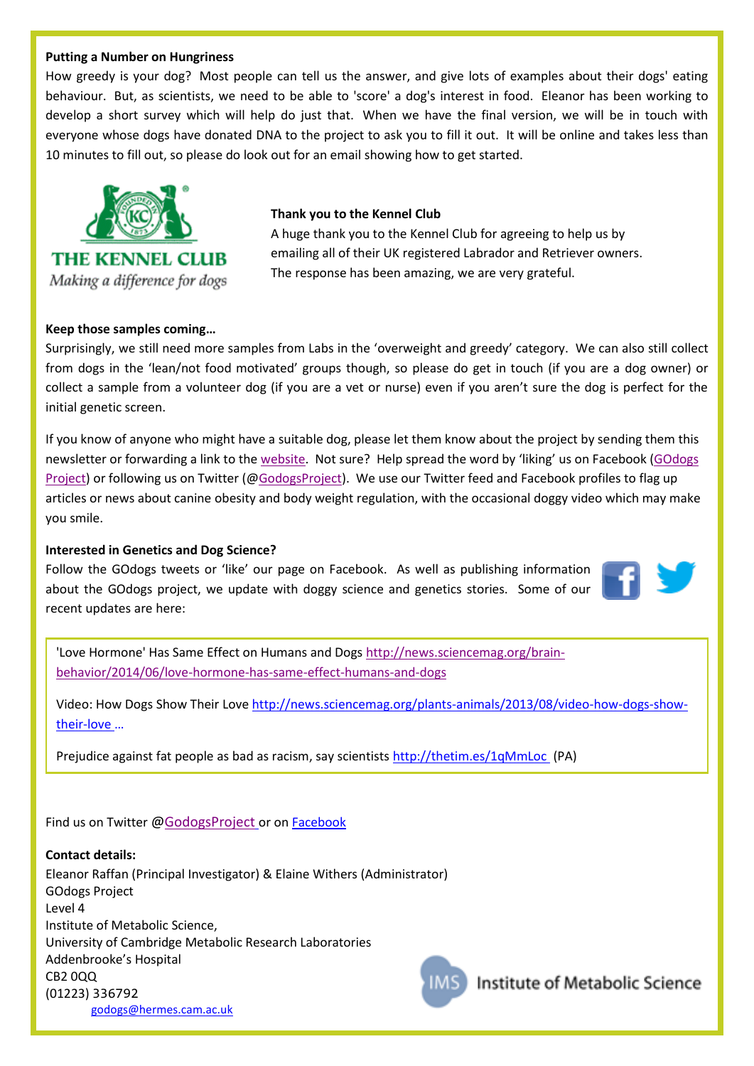**Putting a Number on Hungriness**

How greedy is your dog? Most people can tell us the answer, and give lots of examples about their dogs' eating behaviour. But, as scientists, we need to be able to 'score' a dog's interest in food. Eleanor has been working to develop a short survey which will help do just that. When we have the final version, we will be in touch with everyone whose dogs have donated DNA to the project to ask you to fill it out. It will be online and takes less than 10 minutes to fill out, so please do look out for an email showing how to get started.

THE KENNEL CLUB

*Making a difference for dogs*

**Thank you to the Kennel Club**

A huge thank you to the Kennel Club for agreeing to help us by emailing all of their UK registered Labrador and Retriever owners. The response has been amazing, we are very grateful.

**Keep those samples coming…**

Surprisingly, we still need more samples from Labs in the 'overweight and greedy' category. We can also still collect from dogs in the 'lean/not food motivated' groups though, so please do get in touch (if you are a dog owner) or collect a sample from a volunteer dog (if you are a vet or nurse) even if you aren't sure the dog is perfect for the initial genetic screen.

If you know of anyone who might have a suitable dog, please let them know about the project by sending them this newsletter or forwarding a link to the website. Not sure? Help spread the word by 'liking' us on Facebook (GOdogs Project) or following us on Twitter (@GodogsProject). We use our Twitter feed and Facebook profiles to flag up articles or news about canine obesity and body weight regulation, with the occasional doggy video which may make you smile.

**Interested in Genetics and Dog Science?**

Follow the GOdogs tweets or 'like' our page on Facebook. As well as publishing information about the GOdogs project, we update with doggy science and genetics stories. Some of our recent updates are here:

'Love Hormone' Has Same Effect on Humans and Dogs http://news.sciencemag.org/brain-behavior/2014/06/love-hormone-has-same-effect-humans-and-dogs

Video: How Dogs Show Their Love http://news.sciencemag.org/plants-animals/2013/08/video-how-dogs-show-their-love …

Prejudice against fat people as bad as racism, say scientists http://thetim.es/1qMmLoc (PA)

Find us on Twitter @GodogsProject or on Facebook

**Contact details:**

Eleanor Raffan (Principal Investigator) & Elaine Withers (Administrator)  
GOdogs Project  
Level 4  
Institute of Metabolic Science,  
University of Cambridge Metabolic Research Laboratories  
Addenbrooke's Hospital  
CB2 0QQ  
(01223) 336792  
godogs@hermes.cam.ac.uk

Institute of Metabolic Science